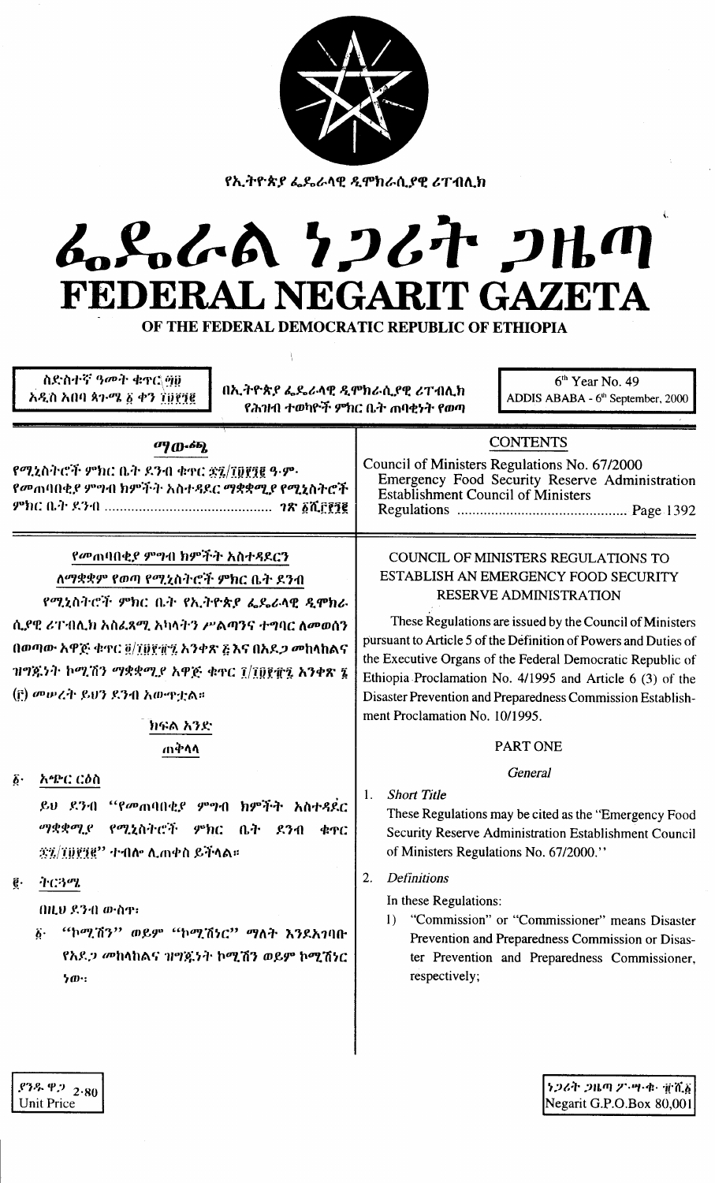የኢትዮጵያ ፌዴራላዊ ዲሞክራሲያዊ ሪፐብሊክ

# ፌዴራል ነጋሪት ጋዜጣ
# FEDERAL NEGARIT GAZETA
## OF THE FEDERAL DEMOCRATIC REPUBLIC OF ETHIOPIA

ስድስተኛ ዓመት ቁጥር ፵፱
አዲስ አበባ ጳጉሜ ፩ ቀን ፲፱፻፺፪

በኢትዮጵያ ፌዴራላዊ ዲሞክራሲያዊ ሪፐብሊክ የሕዝብ ተወካዮች ምክር ቤት ጠባቂነት የወጣ

6th Year No. 49
ADDIS ABABA - 6th September, 2000

**ማውጫ**

የሚኒስትሮች ምክር ቤት ደንብ ቁጥር ፷፯/፲፱፻፺፪ ዓ.ም. የመጠባበቂያ ምግብ ክምችት አስተዳደር ማቋቋሚያ የሚኒስትሮች ምክር ቤት ደንብ ........................................ ገጽ ፩ሺ፫፻፺፪

**CONTENTS**

Council of Ministers Regulations No. 67/2000
Emergency Food Security Reserve Administration Establishment Council of Ministers Regulations ........................................ Page 1392

### የመጠባበቂያ ምግብ ክምችት አስተዳደርን ለማቋቋም የወጣ የሚኒስትሮች ምክር ቤት ደንብ

የሚኒስትሮች ምክር ቤት የኢትዮጵያ ፌዴራላዊ ዲሞክራሲያዊ ሪፐብሊክ አስፈጻሚ አካላትን ሥልጣንና ተግባር ለመወሰን በወጣው አዋጅ ቁጥር ፬/፲፱፻፹፯ አንቀጽ ፭ እና በአደጋ መከላከልና ዝግጁነት ኮሚሽን ማቋቋሚያ አዋጅ ቁጥር ፲/፲፱፻፹፯ አንቀጽ ፮ (፫) መሠረት ይህን ደንብ አውጥቷል።

#### ክፍል አንድ
##### ጠቅላላ

፩· **አጭር ርዕስ**

ይህ ደንብ "የመጠባበቂያ ምግብ ክምችት አስተዳደር ማቋቋሚያ የሚኒስትሮች ምክር ቤት ደንብ ቁጥር ፷፯/፲፱፻፺፪" ተብሎ ሊጠቀስ ይችላል።

፪· **ትርጓሜ**

በዚህ ደንብ ውስጥ፣

፩· "ኮሚሽን" ወይም "ኮሚሽነር" ማለት እንደአግባቡ የአደጋ መከላከልና ዝግጁነት ኮሚሽን ወይም ኮሚሽነር ነው፡

### COUNCIL OF MINISTERS REGULATIONS TO ESTABLISH AN EMERGENCY FOOD SECURITY RESERVE ADMINISTRATION

These Regulations are issued by the Council of Ministers pursuant to Article 5 of the Definition of Powers and Duties of the Executive Organs of the Federal Democratic Republic of Ethiopia Proclamation No. 4/1995 and Article 6 (3) of the Disaster Prevention and Preparedness Commission Establishment Proclamation No. 10/1995.

#### PART ONE
##### *General*

1. *Short Title*

   These Regulations may be cited as the "Emergency Food Security Reserve Administration Establishment Council of Ministers Regulations No. 67/2000."

2. *Definitions*

   In these Regulations:

   1) "Commission" or "Commissioner" means Disaster Prevention and Preparedness Commission or Disaster Prevention and Preparedness Commissioner, respectively;

ያንዱ ዋጋ 2·80
Unit Price

ነጋሪት ጋዜጣ ፖ·ሣ·ቁ· ፹ሺ፩
Negarit G.P.O.Box 80,001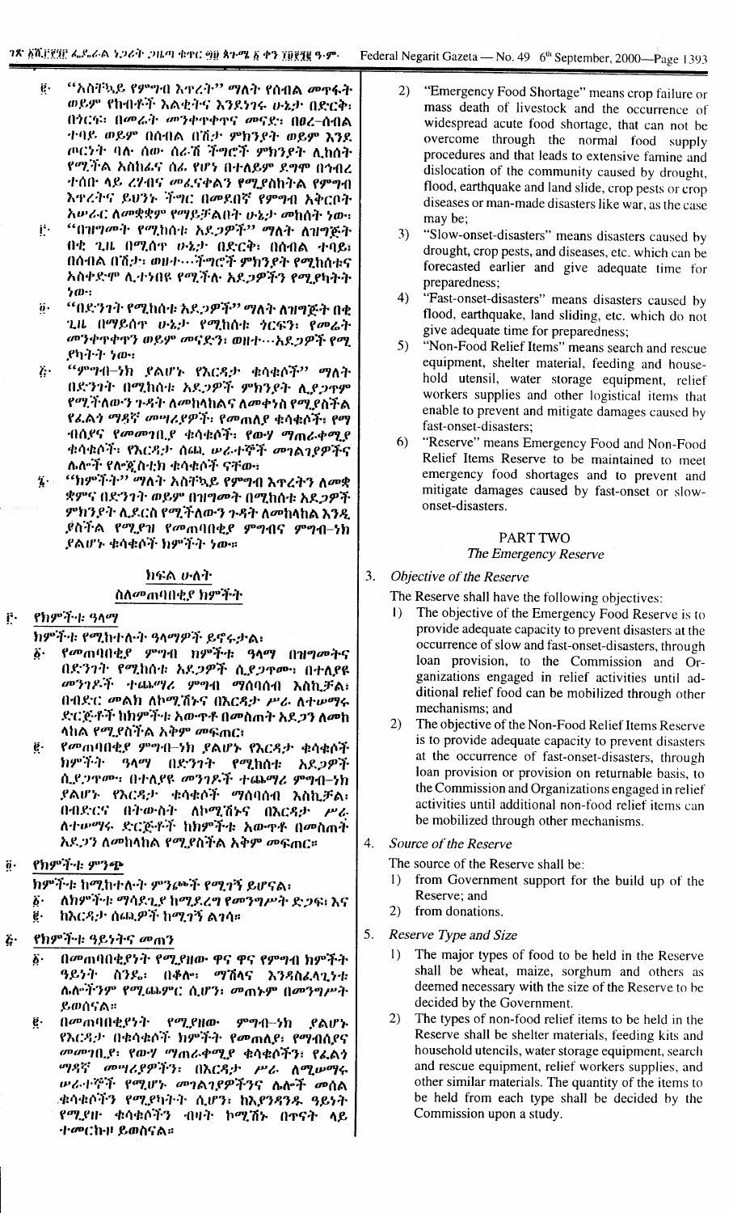፪· "አስቸኳይ የምግብ እጥረት" ማለት የሰብል መጥፋት ወይም የከብቶች እልቂትና እንደነገሩ ሁኔታ በድርቅ፣ በጎርፍ፣ በመሬት መንቀጥቀጥና መናድ፣ በፀረ-ሰብል ተባይ ወይም በሰብል በሽታ ምክንያት ወይም እንደ ጦርነት ባሉ ሰው ሰራሽ ችግሮች ምክንያት ሊከሰት የሚችል እስከሆነና ሰፊ የሆነ በተለይም ደግሞ በኅብረተሰብ ላይ ረሃብና መፈናቀልን የሚያስከትል የምግብ እጥረትና ይህንኑ ችግር በመደበኛ የምግብ አቅርቦት አሠራር ለመቋቋም የማይቻልበት ሁኔታ መከሰት ነው፣

፫· "በዝግመት የሚከሰቱ አደጋዎች" ማለት ለዝግጅት በቂ ጊዜ በሚሰጥ ሁኔታ በድርቅ፣ በሰብል ተባይ፣ በሰብል በሽታ፣ ወዘተ…ችግሮች ምክንያት የሚከሰቱና አስቀድሞ ሊተነበዩ የሚችሉ አደጋዎችን የሚያካትት ነው፣

፬· "በድንገት የሚከሰቱ አደጋዎች" ማለት ለዝግጅት በቂ ጊዜ በማይሰጥ ሁኔታ የሚከሰቱ ጎርፍን፣ የመሬት መንቀጥቀጥን ወይም መናድን፣ ወዘተ…አደጋዎች የሚያካትት ነው፣

፭· "ምግብ-ነክ ያልሆኑ የእርዳታ ቁሳቁሶች" ማለት በድንገት በሚከሰቱ አደጋዎች ምክንያት ሊደጋጥም የሚችለውን ጉዳት ለመከላከልና ለመቀነስ የሚያስችል የፈልጎ ማዳኛ መሣሪያዎች፣ የመጠለያ ቁሳቁሶች፣ የማብሰያና የመመገቢያ ቁሳቁሶች፣ የውሃ ማጠራቀሚያ ቁሳቁሶች፣ የእርዳታ ሰጪ ሠራተኞች መገልገያዎችና ሌሎች የሎጂስቲክ ቁሳቁሶች ናቸው፣

፮· "ክምችት" ማለት አስቸኳይ የምግብ እጥረትን ለመቋቋምና በድንገት ወይም በዝግመት በሚከሰቱ አደጋዎች ምክንያት ሊደርስ የሚችለውን ጉዳት ለመከላከል እንዲያስችል የሚያዝ የመጠባበቂያ ምግብና ምግብ-ነክ ያልሆኑ ቁሳቁሶች ክምችት ነው።

## ክፍል ሁለት
### ስለመጠባበቂያ ክምችት

**፫· የክምችቱ ዓላማ**

ክምችቱ የሚከተሉት ዓላማዎች ይኖሩታል፣

፩· የመጠባበቂያ ምግብ ክምችቱ ዓላማ በዝግመትና በድንገት የሚከሰቱ አደጋዎች ሲደጋጥሙ፣ በተለያዩ መንገዶች ተጨማሪ ምግብ ማሰባሰብ እስኪቻል፣ በብድር መልክ ለኮሚሽኑና በእርዳታ ሥራ ለተሠማሩ ድርጅቶች ከክምችቱ አውጥቶ በመስጠት አደጋን ለመከላከል የሚያስችል አቅም መፍጠር፣

፪· የመጠባበቂያ ምግብ-ነክ ያልሆኑ የእርዳታ ቁሳቁሶች ክምችት ዓላማ በድንገት የሚከሰቱ አደጋዎች ሲደጋጥሙ፣ በተለያዩ መንገዶች ተጨማሪ ምግብ-ነክ ያልሆኑ የእርዳታ ቁሳቁሶች ማሰባሰብ እስኪቻል፣ በብድርና በተውሰት ለኮሚሽኑና በእርዳታ ሥራ ለተሠማሩ ድርጅቶች ከክምችቱ አውጥቶ በመስጠት አደጋን ለመከላከል የሚያስችል አቅም መፍጠር።

**፬· የክምችቱ ምንጭ**

ክምችቱ ከሚከተሉት ምንጮች የሚገኝ ይሆናል፣

፩· ለክምችቱ ማሳደጊያ ከሚደረግ የመንግሥት ድጋፍ፣ እና

፪· ከእርዳታ ሰጪዎች ከሚገኝ ልገሳ።

**፭· የክምችቱ ዓይነትና መጠን**

፩· በመጠባበቂያነት የሚያዘው ዋና ዋና የምግብ ክምችት ዓይነት ስንዴ፣ በቆሎ፣ ማሽላና እንደአስፈላጊነቱ ሌሎችንም የሚጨምር ሲሆን፣ መጠኑም በመንግሥት ይወሰናል።

፪· በመጠባበቂያነት የሚያዘው ምግብ-ነክ ያልሆኑ የእርዳታ ቁሳቁሶች ክምችት የመጠለያ፣ የማብሰያና መመገቢያ፣ የውሃ ማጠራቀሚያ ቁሳቁሶችን፣ የፈልጎ ማዳኛ መሣሪያዎችን፣ በእርዳታ ሥራ ለሚሠማሩ ሠራተኞች የሚሆኑ መገልገያዎችንና ሌሎች መሰል ቁሳቁሶችን የሚያካትት ሲሆን፣ ከእያንዳንዱ ዓይነት የሚያዙ ቁሳቁሶችን ብዛት ኮሚሽኑ በጥናት ላይ ተመርኩዞ ይወስናል።

2) "Emergency Food Shortage" means crop failure or mass death of livestock and the occurrence of widespread acute food shortage, that can not be overcome through the normal food supply procedures and that leads to extensive famine and dislocation of the community caused by drought, flood, earthquake and land slide, crop pests or crop diseases or man-made disasters like war, as the case may be;

3) "Slow-onset-disasters" means disasters caused by drought, crop pests, and diseases, etc. which can be forecasted earlier and give adequate time for preparedness;

4) "Fast-onset-disasters" means disasters caused by flood, earthquake, land sliding, etc. which do not give adequate time for preparedness;

5) "Non-Food Relief Items" means search and rescue equipment, shelter material, feeding and household utensil, water storage equipment, relief workers supplies and other logistical items that enable to prevent and mitigate damages caused by fast-onset-disasters;

6) "Reserve" means Emergency Food and Non-Food Relief Items Reserve to be maintained to meet emergency food shortages and to prevent and mitigate damages caused by fast-onset or slow-onset-disasters.

## PART TWO
### *The Emergency Reserve*

**3. *Objective of the Reserve***

The Reserve shall have the following objectives:

1) The objective of the Emergency Food Reserve is to provide adequate capacity to prevent disasters at the occurrence of slow and fast-onset-disasters, through loan provision, to the Commission and Organizations engaged in relief activities until additional relief food can be mobilized through other mechanisms; and

2) The objective of the Non-Food Relief Items Reserve is to provide adequate capacity to prevent disasters at the occurrence of fast-onset-disasters, through loan provision or provision on returnable basis, to the Commission and Organizations engaged in relief activities until additional non-food relief items can be mobilized through other mechanisms.

**4. *Source of the Reserve***

The source of the Reserve shall be:

1) from Government support for the build up of the Reserve; and

2) from donations.

**5. *Reserve Type and Size***

1) The major types of food to be held in the Reserve shall be wheat, maize, sorghum and others as deemed necessary with the size of the Reserve to be decided by the Government.

2) The types of non-food relief items to be held in the Reserve shall be shelter materials, feeding kits and household utencils, water storage equipment, search and rescue equipment, relief workers supplies and other similar materials. The quantity of the items to be held from each type shall be decided by the Commission upon a study.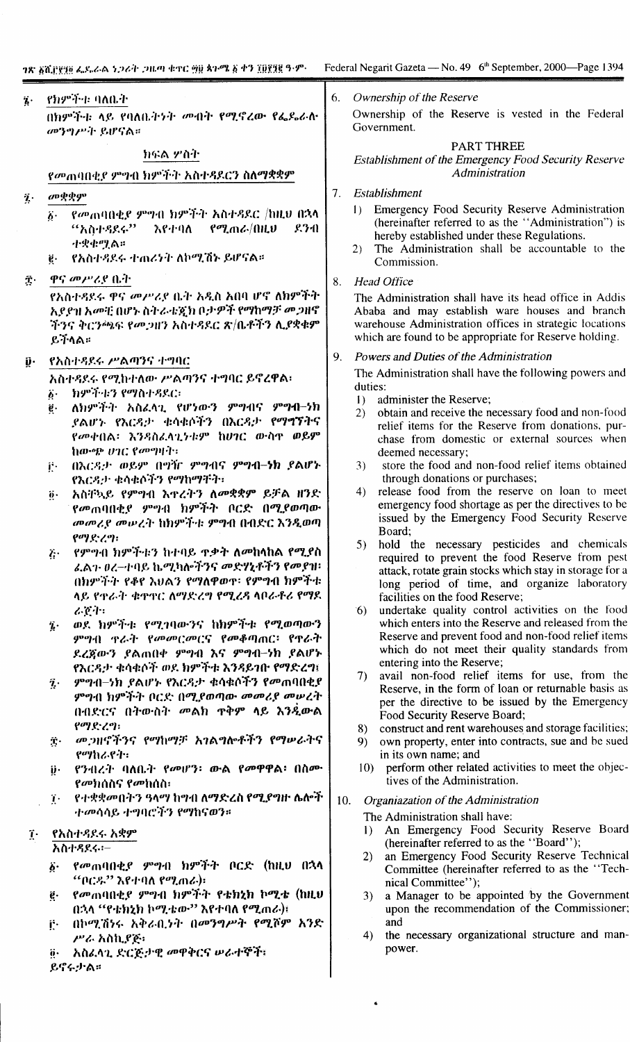፮· የክምችቱ ባለቤት

በክምችቱ ላይ የባለቤትነት መብት የሚኖረው የፌዴራሉ መንግሥት ይሆናል።

## ክፍል ሦስት

### የመጠባበቂያ ምግብ ክምችት አስተዳደርን ስለማቋቋም

፯· መቋቋም

፩· የመጠባበቂያ ምግብ ክምችት አስተዳደር /ከዚህ በኋላ "አስተዳደሩ" እየተባለ የሚጠራ/በዚህ ደንብ ተቋቁሟል።

፪· የአስተዳደሩ ተጠሪነት ለኮሚሽኑ ይሆናል።

፰· ዋና መሥሪያ ቤት

የአስተዳደሩ ዋና መሥሪያ ቤት አዲስ አበባ ሆኖ ለክምችት አያያዝ አመቺ በሆኑ ስትራቴጂክ ቦታዎች የማከማቻ መጋዘኖችንና ቅርንጫፍ የመጋዘን አስተዳደር ጽ/ቤቶችን ሊያቋቁም ይችላል።

፱· የአስተዳደሩ ሥልጣንና ተግባር

አስተዳደሩ የሚከተለው ሥልጣንና ተግባር ይኖረዋል፤

፩· ክምችቱን የማስተዳደር፣

፪· ለክምችት አስፈላጊ የሆነውን ምግብና ምግብ-ነክ ያልሆኑ የእርዳታ ቁሳቁሶችን በእርዳታ የማግኘትና የመቀበል፣ እንዳስፈላጊነቱም ከሀገር ውስጥ ወይም ከውጭ ሀገር የመግዛት፣

፫· በእርዳታ ወይም በግዥ ምግብና ምግብ-ነክ ያልሆኑ የእርዳታ ቁሳቁሶችን የማከማቸት፣

፬· አስቸኳይ የምግብ እጥረትን ለመቋቋም ይቻል ዘንድ የመጠባበቂያ ምግብ ክምችት ቦርድ በሚያወጣው መመሪያ መሠረት ከክምችቱ ምግብ በብድር እንዲወጣ የማድረግ፣

፭· የምግብ ክምችቱን ከተባይ ጥቃት ለመከላከል የሚያስፈልጉ ፀረ-ተባይ ኬሚካሎችንና መድሃኒቶችን የመያዝ፣ በክምችቱ የቆየ እህልን የማለዋወጥ፣ የምግብ ክምችቱ ላይ የጥራት ቁጥጥር ለማድረግ የሚረዳ ላቦራቶሪ የማደራጀት፣

፮· ወደ ክምችቱ የሚገባውንና ከክምችቱ የሚወጣውን ምግብ ጥራት የመመርመርና የመቆጣጠር፣ የጥራት ደረጃውን ያልጠበቀ ምግብ እና ምግብ-ነክ ያልሆኑ የእርዳታ ቁሳቁሶች ወደ ክምችቱ እንዳይገቡ የማድረግ፣

፯· ምግብ-ነክ ያልሆኑ የእርዳታ ቁሳቁሶችን የመጠባበቂያ ምግብ ክምችት ቦርድ በሚያወጣው መመሪያ መሠረት በብድርና በትውስት መልክ ጥቅም ላይ እንዲውል የማድረግ፣

፰· መጋዘኖችንና የማከማቻ አገልግሎቶችን የማሠራትና የማከራየት፣

፱· የንብረት ባለቤት የመሆን፣ ውል የመዋዋል፣ በስሙ የመክሰስና የመከሰስ፣

፲· የተቋቋመበትን ዓላማ ከግብ ለማድረስ የሚያግዙ ሌሎች ተመሳሳይ ተግባሮችን የማከናወን።

፲· የአስተዳደሩ አቋም

አስተዳደሩ፦

፩· የመጠባበቂያ ምግብ ክምችት ቦርድ (ከዚህ በኋላ "ቦርዱ" እየተባለ የሚጠራ)፣

፪· የመጠባበቂያ ምግብ ክምችት የቴክኒክ ኮሚቴ (ከዚህ በኋላ "የቴክኒክ ኮሚቴው" እየተባለ የሚጠራ)፣

፫· በኮሚሽነሩ አቅራቢነት በመንግሥት የሚሾም አንድ ሥራ አስኪያጅ፣

፬· አስፈላጊ ድርጅታዊ መዋቅርና ሠራተኞች፣

ይኖሩታል።

6. *Ownership of the Reserve*

Ownership of the Reserve is vested in the Federal Government.

## PART THREE

### *Establishment of the Emergency Food Security Reserve Administration*

7. *Establishment*

1) Emergency Food Security Reserve Administration (hereinafter referred to as the "Administration") is hereby established under these Regulations.
2) The Administration shall be accountable to the Commission.

8. *Head Office*

The Administration shall have its head office in Addis Ababa and may establish ware houses and branch warehouse Administration offices in strategic locations which are found to be appropriate for Reserve holding.

9. *Powers and Duties of the Administration*

The Administration shall have the following powers and duties:

1) administer the Reserve;
2) obtain and receive the necessary food and non-food relief items for the Reserve from donations, purchase from domestic or external sources when deemed necessary;
3) store the food and non-food relief items obtained through donations or purchases;
4) release food from the reserve on loan to meet emergency food shortage as per the directives to be issued by the Emergency Food Security Reserve Board;
5) hold the necessary pesticides and chemicals required to prevent the food Reserve from pest attack, rotate grain stocks which stay in storage for a long period of time, and organize laboratory facilities on the food Reserve;
6) undertake quality control activities on the food which enters into the Reserve and released from the Reserve and prevent food and non-food relief items which do not meet their quality standards from entering into the Reserve;
7) avail non-food relief items for use, from the Reserve, in the form of loan or returnable basis as per the directive to be issued by the Emergency Food Security Reserve Board;
8) construct and rent warehouses and storage facilities;
9) own property, enter into contracts, sue and be sued in its own name; and
10) perform other related activities to meet the objectives of the Administration.

10. *Organizaation of the Administration*

The Administration shall have:

1) An Emergency Food Security Reserve Board (hereinafter referred to as the "Board");
2) an Emergency Food Security Reserve Technical Committee (hereinafter referred to as the "Technical Committee");
3) a Manager to be appointed by the Government upon the recommendation of the Commissioner; and
4) the necessary organizational structure and manpower.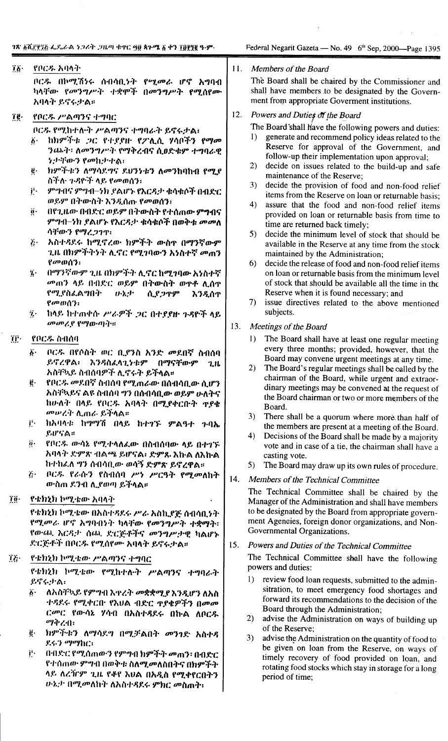## ፲፩· የቦርዱ አባላት

ቦርዱ በኮሚሽነሩ ሰብሳቢነት የሚመራ ሆኖ አግባብ ካላቸው የመንግሥት ተቋሞች በመንግሥት የሚሰየሙ አባላት ይኖሩታል።

## ፲፪· የቦርዱ ሥልጣንና ተግባር

ቦርዱ የሚከተሉት ሥልጣንና ተግባራት ይኖሩታል፣

፩· ከክምችቱ ጋር የተያያዙ የፖሊሲ ሃሳቦችን የማመንጨት፣ ለመንግሥት የማቅረብና ሲፀድቁም ተግባራዊ ንታቸውን የመከታተል፣

፪· ክምችቱን ለማሳደግና ደህንነቱን ለመንከባከብ የሚያስችሉ ጉዳዮች ላይ የመወሰን፣

፫· ምግብና ምግብ-ነክ ያልሆኑ የእርዳታ ቁሳቁሶች በብድር ወይም በተውሶት እንዲሰጡ የመወሰን፣

፬· በየጊዜው በብድር ወይም በተውሶት የተሰጠው ምግብና ምግብ-ነክ ያልሆኑ የእርዳታ ቁሳቁሶች በወቅቱ መመለሳቸውን የማረጋገጥ፣

፭· አስተዳደሩ ከሚኖረው ክምችት ውስጥ በማንኛውም ጊዜ በክምችትነት ሊኖር የሚገባውን አነስተኛ መጠን የመወሰን፣

፮· በማንኛውም ጊዜ በክምችት ሊኖር ከሚገባው አነስተኛ መጠን ላይ በብድር ወይም በተውሶት ወጥቶ ሊሰጥ የሚያስፈልግበት ሁኔታ ሲያጋጥም እንዲሰጥ የመወሰን፣

፯· ከላይ ከተጠቀሱ ሥራዎች ጋር በተያያዙ ጉዳዮች ላይ መመሪያ የማውጣት።

## ፲፫· የቦርዱ ስብሰባ

፩· ቦርዱ በየሶስት ወር ቢያንስ አንድ መደበኛ ስብሰባ ይኖረዋል፤ እንዳስፈላጊነቱም በማናቸውም ጊዜ አስቸኳይ ስብሰባዎች ሊኖሩት ይችላል።

፪· የቦርዱ መደበኛ ስብሰባ የሚጠራው በሰብሳቢው ሲሆን አስቸኳይና ልዩ ስብሰባ ግን በሰብሳቢው ወይም ሁለትና ከሁለት በላይ የቦርዱ አባላት በሚያቀርቡት ጥያቄ መሠረት ሊጠራ ይችላል።

፫· ከአባላቱ ከግማሽ በላይ ከተገኙ ምልዓተ ጉባኤ ይሆናል።

፬· የቦርዱ ውሳኔ የሚተላለፈው በስብሰባው ላይ በተገኙ አባላት ድምጽ ብልጫ ይሆናል፤ ድምጹ እኩል ለእኩል ከተከፈለ ግን ሰብሳቢው ወሳኝ ድምጽ ይኖረዋል።

፭· ቦርዱ የራሱን የስብሰባ ሥነ ሥርዓት የሚመለከት ውስጠ ደንብ ሊያወጣ ይችላል።

## ፲፬· የቴክኒክ ኮሚቴው አባላት

የቴክኒክ ኮሚቴው በአስተዳደሩ ሥራ አስኪያጅ ሰብሳቢነት የሚመራ ሆኖ አግባብነት ካላቸው የመንግሥት ተቋማት፣ የውጪ እርዳታ ሰጪ ድርጅቶችና መንግሥታዊ ካልሆኑ ድርጅቶች በቦርዱ የሚሰየሙ አባላት ይኖሩታል።

## ፲፭· የቴክኒክ ኮሚቴው ሥልጣንና ተግባር

የቴክኒክ ኮሚቴው የሚከተሉት ሥልጣንና ተግባራት ይኖሩታል፣

፩· ለአስቸኳይ የምግብ እጥረት መቋቋሚያ እንዲሆን ለአስተዳደሩ የሚቀርቡ የእህል ብድር ጥያቄዎችን በመመርመር የውሳኔ ሃሳብ በአስተዳደሩ በኩል ለቦርዱ ማቅረብ፣

፪· ክምችቱን ለማሳደግ በሚቻልበት መንገድ አስተዳደሩን ማማከር፣

፫· በብድር የሚሰጠውን የምግብ ክምችት መጠን፣ በብድር የተሰጠው ምግብ በወቅቱ ስለሚመለስበትና በክምችት ላይ ለረዥም ጊዜ የቆየ እህል በአዲስ የሚቀየርበትን ሁኔታ በሚመለከት ለአስተዳደሩ ምክር መስጠት፣

## 11. *Members of the Board*

The Board shall be chaired by the Commissioner and shall have members to be designated by the Government from appropriate Goverment institutions.

## 12. *Powers and Duties of the Board*

The Board shall have the following powers and duties:

1) generate and recommend policy ideas related to the Reserve for approval of the Government, and follow-up their implementation upon approval;
2) decide on issues related to the build-up and safe maintenance of the Reserve;
3) decide the provision of food and non-food relief items from the Reserve on loan or returnable basis;
4) assure that the food and non-food relief items provided on loan or returnable basis from time to time are returned back timely;
5) decide the minimum level of stock that should be available in the Reserve at any time from the stock maintained by the Administration;
6) decide the release of food and non-food relief items on loan or returnable basis from the minimum level of stock that should be available all the time in the Reserve when it is found necessary; and
7) issue directives related to the above mentioned subjects.

## 13. *Meetings of the Board*

1) The Board shall have at least one regular meeting every three months; provided, however, that the Board may convene urgent meetings at any time.
2) The Board's regular meetings shall be called by the chairman of the Board, while urgent and extraordinary meetings may be convened at the request of the Board chairman or two or more members of the Board.
3) There shall be a quorum where more than half of the members are present at a meeting of the Board.
4) Decisions of the Board shall be made by a majority vote and in case of a tie, the chairman shall have a casting vote.
5) The Board may draw up its own rules of procedure.

## 14. *Members of the Technical Committee*

The Technical Committee shall be chaired by the Manager of the Administration and shall have members to be designated by the Board from appropriate government Agencies, foreign donor organizations, and Non-Governmental Organizations.

## 15. *Powers and Duties of the Technical Committee*

The Technical Committee shall have the following powers and duties:

1) review food loan requests, submitted to the administration, to meet emergency food shortages and forward its recommendations to the decision of the Board through the Administration;
2) advise the Administration on ways of building up of the Reserve;
3) advise the Administration on the quantity of food to be given on loan from the Reserve, on ways of timely recovery of food provided on loan, and rotating food stocks which stay in storage for a long period of time;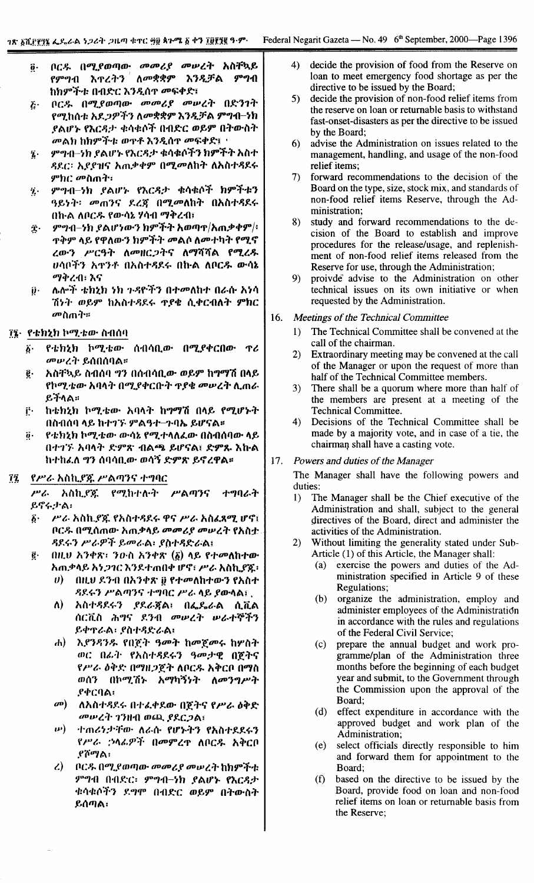፬· ቦርዱ በሚያወጣው መመሪያ መሠረት አስቸኳይ የምግብ እጥረትን ለመቋቋም እንዲቻል ምግብ ከክምችቱ በብድር እንዲሰጥ መፍቀድ፣

፭· ቦርዱ በሚያወጣው መመሪያ መሠረት በድንገት የሚከሰቱ አደጋዎችን ለመቋቋም እንዲቻል ምግብ-ነክ ያልሆኑ የእርዳታ ቁሳቁሶች በብድር ወይም በተውሰት መልክ ከክምችቱ ወጥቶ እንዲሰጥ መፍቀድ፣

፮· ምግብ-ነክ ያልሆኑ የእርዳታ ቁሳቁሶችን ክምችት አስተዳደር፣ አያያዝና አጠቃቀም በሚመለከት ለአስተዳደሩ ምክር መስጠት፣

፯· ምግብ-ነክ ያልሆኑ የእርዳታ ቁሳቁሶች ክምችቱን ዓይነት፣ መጠንና ደረጃ በሚመለከት በአስተዳደሩ በኩል ለቦርዱ የውሳኔ ሃሳብ ማቅረብ፣

፰· ምግብ-ነክ ያልሆነውን ክምችት አወጣጥ/አጠቃቀም/፣ ጥቅም ላይ የዋለውን ክምችት መልሶ ለመተካት የሚያ ረውን ሥርዓት ለመዘርጋትና ለማሻሻል የሚረዱ ሀሳቦችን አጥንቶ በአስተዳደሩ በኩል ለቦርዱ ውሳኔ ማቅረብ፣ እና

፱· ሌሎች ቴክኒክ ነክ ጉዳዮችን በተመለከተ በራሱ አነሳ ሽነት ወይም ከአስተዳደሩ ጥያቄ ሲቀርብለት ምክር መስጠት።

፲፮· የቴክኒክ ኮሚቴው ስብሰባ

፩· የቴክኒክ ኮሚቴው ሰብሳቢው በሚያቀርበው ጥሪ መሠረት ይሰበሰባል።

፪· አስቸኳይ ስብሰባ ግን በሰብሳቢው ወይም ከግማሽ በላይ የኮሚቴው አባላት በሚያቀርቡት ጥያቄ መሠረት ሊጠራ ይችላል።

፫· ከቴክኒክ ኮሚቴው አባላት ከግማሽ በላይ የሚሆኑት በስብሰባ ላይ ከተገኙ ምልዓተ-ጉባኤ ይሆናል።

፬· የቴክኒክ ኮሚቴው ውሳኔ የሚተላለፈው በስብሰባው ላይ በተገኙ አባላት ድምጽ ብልጫ ይሆናል፤ ድምጹ እኩል ከተከፈለ ግን ሰብሳቢው ወሳኝ ድምጽ ይኖረዋል።

፲፯· የሥራ አስኪያጁ ሥልጣንና ተግባር

ሥራ አስኪያጁ የሚከተሉት ሥልጣንና ተግባራት ይኖሩታል፣

፩· ሥራ አስኪያጁ የአስተዳደሩ ዋና ሥራ አስፈጻሚ ሆኖ፣ ቦርዱ በሚሰጠው አጠቃላይ መመሪያ መሠረት የአስተ ዳደሩን ሥራዎች ይመራል፣ ያስተዳድራል፣

፪· በዚህ አንቀጽ፣ ንዑስ አንቀጽ (፩) ላይ የተመለከተው አጠቃላይ አነጋገር እንደተጠበቀ ሆኖ፣ ሥራ አስኪያጁ፣

ሀ) በዚህ ደንብ በአንቀጽ ፱ የተመለከተውን የአስተ ዳደሩን ሥልጣንና ተግባር ሥራ ላይ ያውላል፣

ለ) አስተዳደሩን ያደራጃል፣ በፌዴራል ሲቪል ሰርቪስ ሕግና ደንብ መሠረት ሠራተኞችን ይቀጥራል፣ ያስተዳድራል፣

ሐ) እያንዳንዱ የበጀት ዓመት ከመጀመሩ ከሦስት ወር በፊት የአስተዳደሩን ዓመታዊ በጀትና የሥራ ዕቅድ በማዘጋጀት ለቦርዱ አቅርቦ ማስ ወሰን በኮሚሽኑ አማካኝነት ለመንግሥት ያቀርባል፣

መ) ለአስተዳደሩ በተፈቀደው በጀትና የሥራ ዕቅድ መሠረት ገንዘብ ወጪ ያደርጋል፣

ሠ) ተጠሪነታቸው ለራሱ የሆኑትን የአስተዳደሩን የሥራ ኃላፊዎች በመምረጥ ለቦርዱ አቅርቦ ያሾማል፣

ረ) ቦርዱ በሚያወጣው መመሪያ መሠረት ከክምችቱ ምግብ በብድር፣ ምግብ-ነክ ያልሆኑ የእርዳታ ቁሳቁሶችን ደግሞ በብድር ወይም በተውሰት ይሰጣል፣

4) decide the provision of food from the Reserve on loan to meet emergency food shortage as per the directive to be issued by the Board;

5) decide the provision of non-food relief items from the reserve on loan or returnable basis to withstand fast-onset-disasters as per the directive to be issued by the Board;

6) advise the Administration on issues related to the management, handling, and usage of the non-food relief items;

7) forward recommendations to the decision of the Board on the type, size, stock mix, and standards of non-food relief items Reserve, through the Administration;

8) study and forward recommendations to the decision of the Board to establish and improve procedures for the release/usage, and replenishment of non-food relief items released from the Reserve for use, through the Administration;

9) proivde advise to the Administration on other technical issues on its own initiative or when requested by the Administration.

16. *Meetings of the Technical Committee*

1) The Technical Committee shall be convened at the call of the chairman.

2) Extraordinary meeting may be convened at the call of the Manager or upon the request of more than half of the Technical Committee members.

3) There shall be a quorum where more than half of the members are present at a meeting of the Technical Committee.

4) Decisions of the Technical Committee shall be made by a majority vote, and in case of a tie, the chairman shall have a casting vote.

17. *Powers and duties of the Manager*

The Manager shall have the following powers and duties:

1) The Manager shall be the Chief executive of the Administration and shall, subject to the general directives of the Board, direct and administer the activities of the Administration.

2) Without limiting the generality stated under Sub-Article (1) of this Article, the Manager shall:

(a) exercise the powers and duties of the Administration specified in Article 9 of these Regulations;

(b) organize the administration, employ and administer employees of the Administration in accordance with the rules and regulations of the Federal Civil Service;

(c) prepare the annual budget and work programme/plan of the Administration three months before the beginning of each budget year and submit, to the Government through the Commission upon the approval of the Board;

(d) effect expenditure in accordance with the approved budget and work plan of the Administration;

(e) select officials directly responsible to him and forward them for appointment to the Board;

(f) based on the directive to be issued by the Board, provide food on loan and non-food relief items on loan or returnable basis from the Reserve;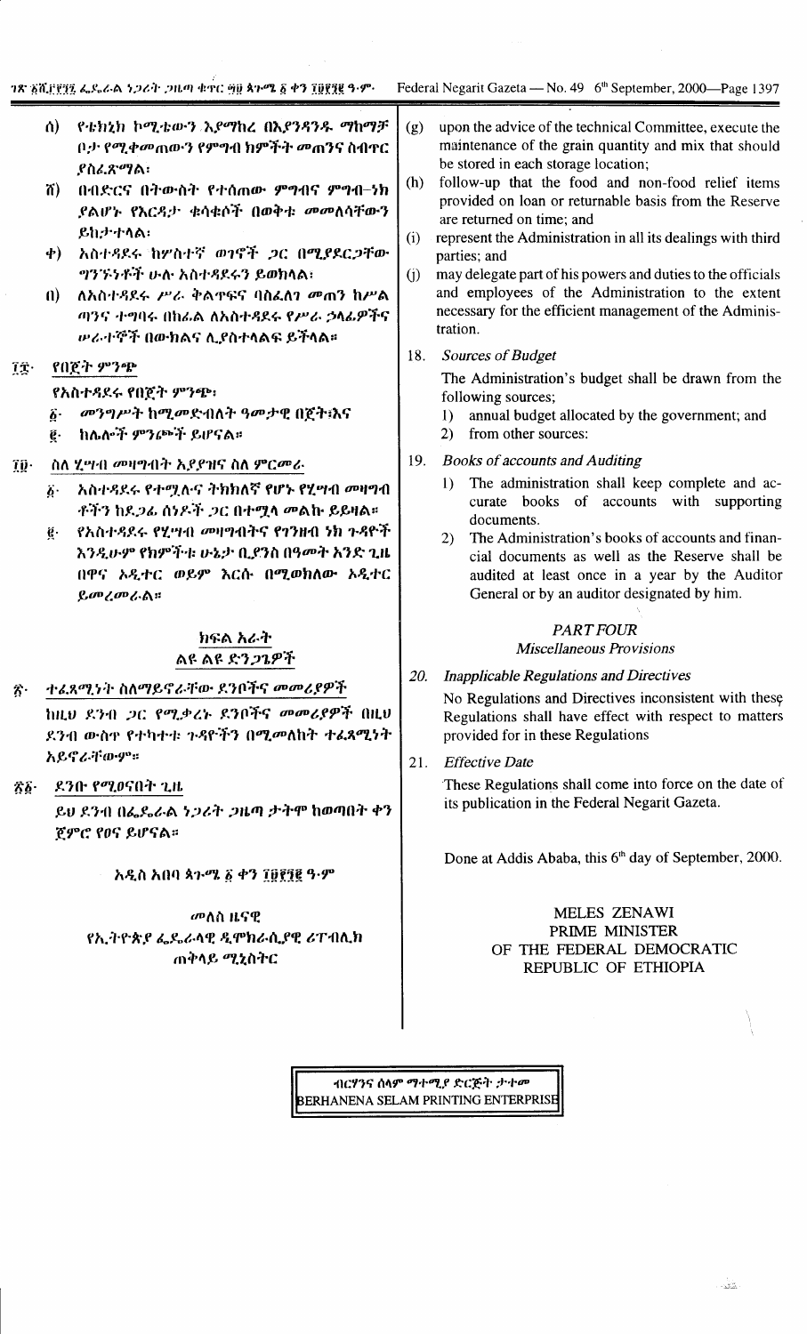ሰ) የቴክኒክ ኮሚቴውን እያማከረ በእያንዳንዱ ማከማቻ ቦታ የሚቀመጠውን የምግብ ክምችት መጠንና ስብጥር ያስፈጽማል፤

ሸ) በብድርና በተውሶት የተሰጠው ምግብና ምግብ-ነክ ያልሆኑ የእርዳታ ቁሳቁሶች በወቅቱ መመለሳቸውን ይከታተላል፤

ቀ) አስተዳደሩ ከሦስተኛ ወገኖች ጋር በሚያደርጋቸው ግንኙነቶች ሁሉ አስተዳደሩን ይወክላል፤

በ) ለአስተዳደሩ ሥራ ቅልጥፍና ባስፈለገ መጠን ከሥልጣንና ተግባሩ በከፊል ለአስተዳደሩ የሥራ ኃላፊዎችና ሠራተኞች በውክልና ሊያስተላልፍ ይችላል።

፲፰· የበጀት ምንጭ

የአስተዳደሩ የበጀት ምንጭ፣

፩· መንግሥት ከሚመድብለት ዓመታዊ በጀት፣እና

፪· ከሌሎች ምንጮች ይሆናል።

፲፱· ስለ ሂሳብ መዛግብት አያያዝና ስለ ምርመራ

፩· አስተዳደሩ የተሟሉና ትክክለኛ የሆኑ የሂሳብ መዛግብቶችን ከደጋፊ ሰነዶች ጋር በተሟላ መልኩ ይይዛል።

፪· የአስተዳደሩ የሂሳብ መዛግብትና የገንዘብ ነክ ጉዳዮች እንዲሁም የክምችቱ ሁኔታ ቢያንስ በዓመት አንድ ጊዜ በዋና ኦዲተር ወይም እርሱ በሚወክለው ኦዲተር ይመረመራል።

## ክፍል አራት
### ልዩ ልዩ ድንጋጌዎች

፳· ተፈጻሚነት ስለማይኖራቸው ደንቦችና መመሪያዎች

ከዚህ ደንብ ጋር የሚቃረኑ ደንቦችና መመሪያዎች በዚህ ደንብ ውስጥ የተካተቱ ጉዳዮችን በሚመለከት ተፈጻሚነት አይኖራቸውም።

፳፩· ደንቡ የሚፀናበት ጊዜ

ይህ ደንብ በፌዴራል ነጋሪት ጋዜጣ ታትሞ ከወጣበት ቀን ጀምሮ የፀና ይሆናል።

አዲስ አበባ ጳጉሜ ፩ ቀን ፲፱፻፺፪ ዓ·ም

መለስ ዜናዊ
የኢትዮጵያ ፌዴራላዊ ዲሞክራሲያዊ ሪፐብሊክ
ጠቅላይ ሚኒስትር

(g) upon the advice of the technical Committee, execute the maintenance of the grain quantity and mix that should be stored in each storage location;

(h) follow-up that the food and non-food relief items provided on loan or returnable basis from the Reserve are returned on time; and

(i) represent the Administration in all its dealings with third parties; and

(j) may delegate part of his powers and duties to the officials and employees of the Administration to the extent necessary for the efficient management of the Administration.

18. *Sources of Budget*

The Administration's budget shall be drawn from the following sources;

1) annual budget allocated by the government; and
2) from other sources:

19. *Books of accounts and Auditing*

1) The administration shall keep complete and accurate books of accounts with supporting documents.
2) The Administration's books of accounts and financial documents as well as the Reserve shall be audited at least once in a year by the Auditor General or by an auditor designated by him.

## *PART FOUR*
### *Miscellaneous Provisions*

20. *Inapplicable Regulations and Directives*

No Regulations and Directives inconsistent with these Regulations shall have effect with respect to matters provided for in these Regulations

21. *Effective Date*

These Regulations shall come into force on the date of its publication in the Federal Negarit Gazeta.

Done at Addis Ababa, this 6th day of September, 2000.

MELES ZENAWI
PRIME MINISTER
OF THE FEDERAL DEMOCRATIC
REPUBLIC OF ETHIOPIA

ብርሃንና ሰላም ማተሚያ ድርጅት ታተመ
BERHANENA SELAM PRINTING ENTERPRISE